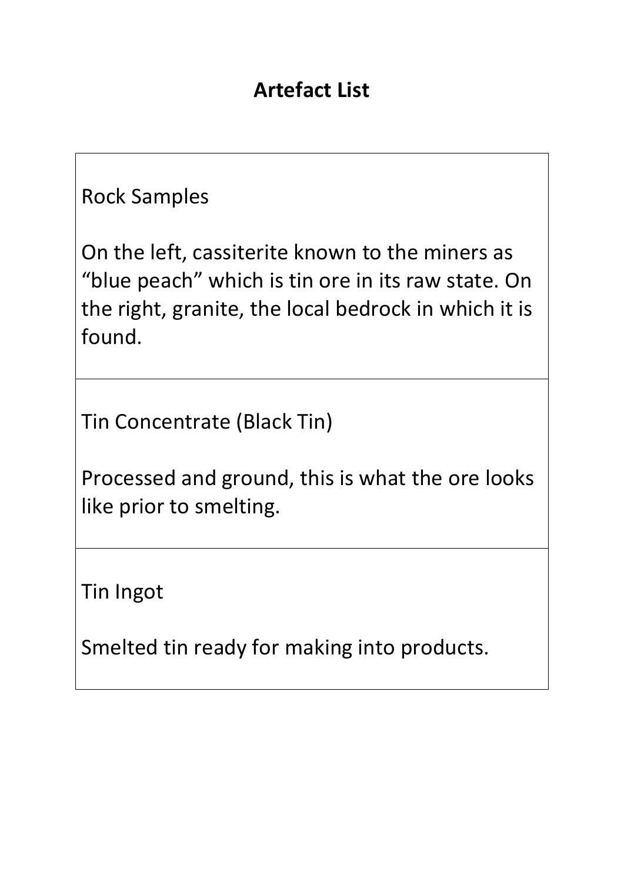# Artefact List

| |
|---|
| Rock Samples<br><br>On the left, cassiterite known to the miners as "blue peach" which is tin ore in its raw state. On the right, granite, the local bedrock in which it is found. |
| Tin Concentrate (Black Tin)<br><br>Processed and ground, this is what the ore looks like prior to smelting. |
| Tin Ingot<br><br>Smelted tin ready for making into products. |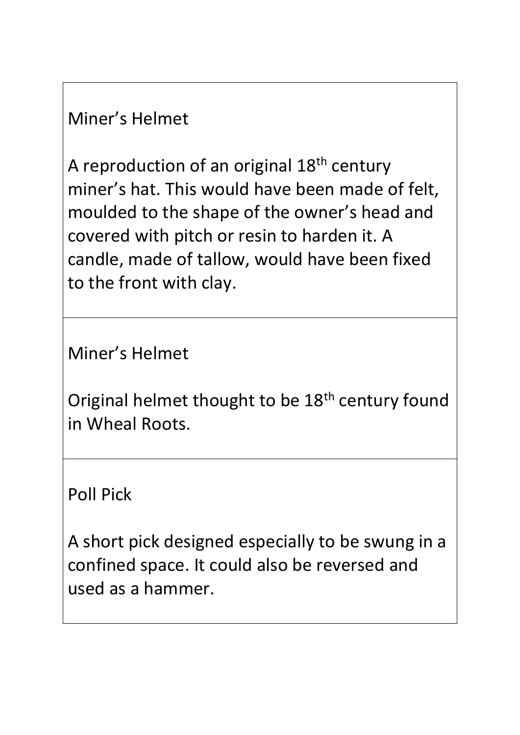Miner's Helmet

A reproduction of an original 18th century miner's hat. This would have been made of felt, moulded to the shape of the owner's head and covered with pitch or resin to harden it. A candle, made of tallow, would have been fixed to the front with clay.

Miner's Helmet

Original helmet thought to be 18th century found in Wheal Roots.

Poll Pick

A short pick designed especially to be swung in a confined space. It could also be reversed and used as a hammer.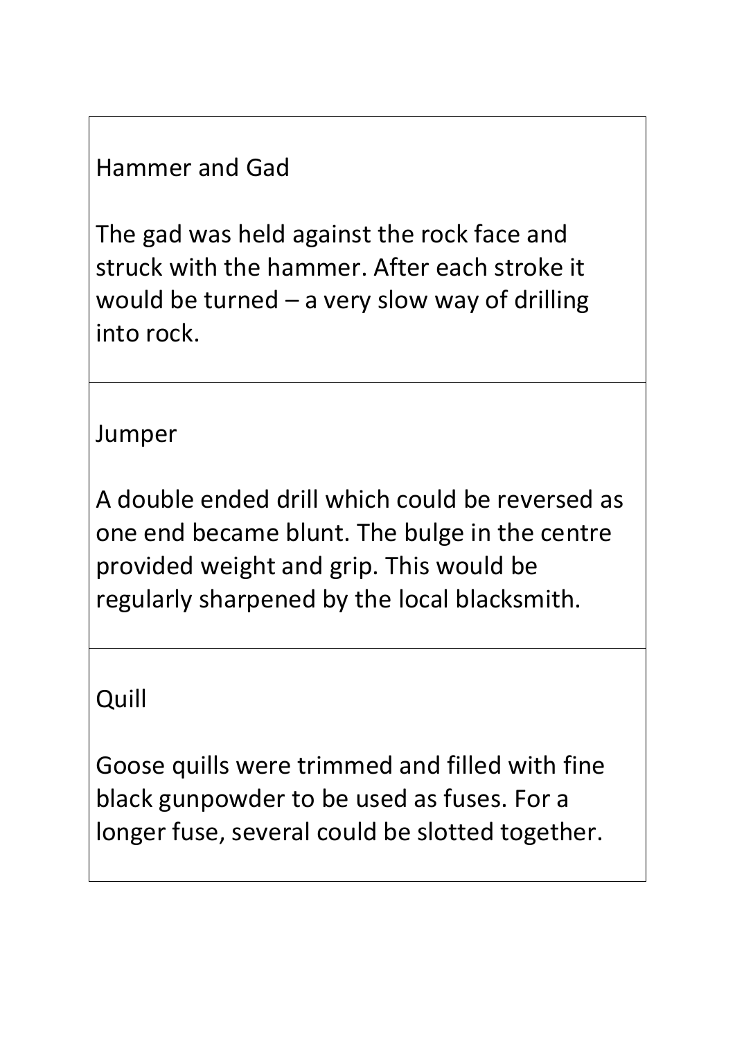Hammer and Gad

The gad was held against the rock face and struck with the hammer. After each stroke it would be turned – a very slow way of drilling into rock.

Jumper

A double ended drill which could be reversed as one end became blunt. The bulge in the centre provided weight and grip. This would be regularly sharpened by the local blacksmith.

Quill

Goose quills were trimmed and filled with fine black gunpowder to be used as fuses. For a longer fuse, several could be slotted together.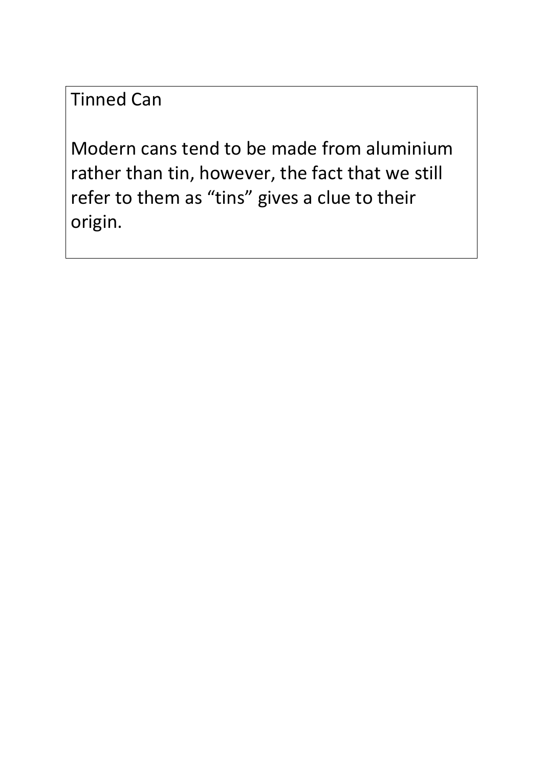Tinned Can

Modern cans tend to be made from aluminium rather than tin, however, the fact that we still refer to them as “tins” gives a clue to their origin.